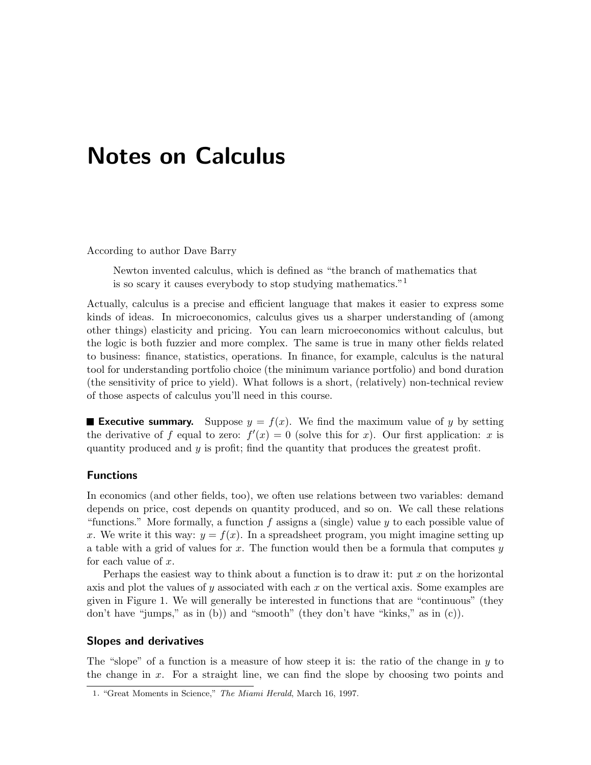# Notes on Calculus

According to author Dave Barry

> Newton invented calculus, which is defined as "the branch of mathematics that is so scary it causes everybody to stop studying mathematics."[1]

Actually, calculus is a precise and efficient language that makes it easier to express some kinds of ideas. In microeconomics, calculus gives us a sharper understanding of (among other things) elasticity and pricing. You can learn microeconomics without calculus, but the logic is both fuzzier and more complex. The same is true in many other fields related to business: finance, statistics, operations. In finance, for example, calculus is the natural tool for understanding portfolio choice (the minimum variance portfolio) and bond duration (the sensitivity of price to yield). What follows is a short, (relatively) non-technical review of those aspects of calculus you'll need in this course.

**Executive summary.** Suppose $y = f(x)$. We find the maximum value of $y$ by setting the derivative of $f$ equal to zero: $f'(x) = 0$ (solve this for $x$). Our first application: $x$ is quantity produced and $y$ is profit; find the quantity that produces the greatest profit.

## Functions

In economics (and other fields, too), we often use relations between two variables: demand depends on price, cost depends on quantity produced, and so on. We call these relations "functions." More formally, a function $f$ assigns a (single) value $y$ to each possible value of $x$. We write it this way: $y = f(x)$. In a spreadsheet program, you might imagine setting up a table with a grid of values for $x$. The function would then be a formula that computes $y$ for each value of $x$.

Perhaps the easiest way to think about a function is to draw it: put $x$ on the horizontal axis and plot the values of $y$ associated with each $x$ on the vertical axis. Some examples are given in Figure 1. We will generally be interested in functions that are "continuous" (they don't have "jumps," as in (b)) and "smooth" (they don't have "kinks," as in (c)).

## Slopes and derivatives

The "slope" of a function is a measure of how steep it is: the ratio of the change in $y$ to the change in $x$. For a straight line, we can find the slope by choosing two points and

1. "Great Moments in Science," *The Miami Herald*, March 16, 1997.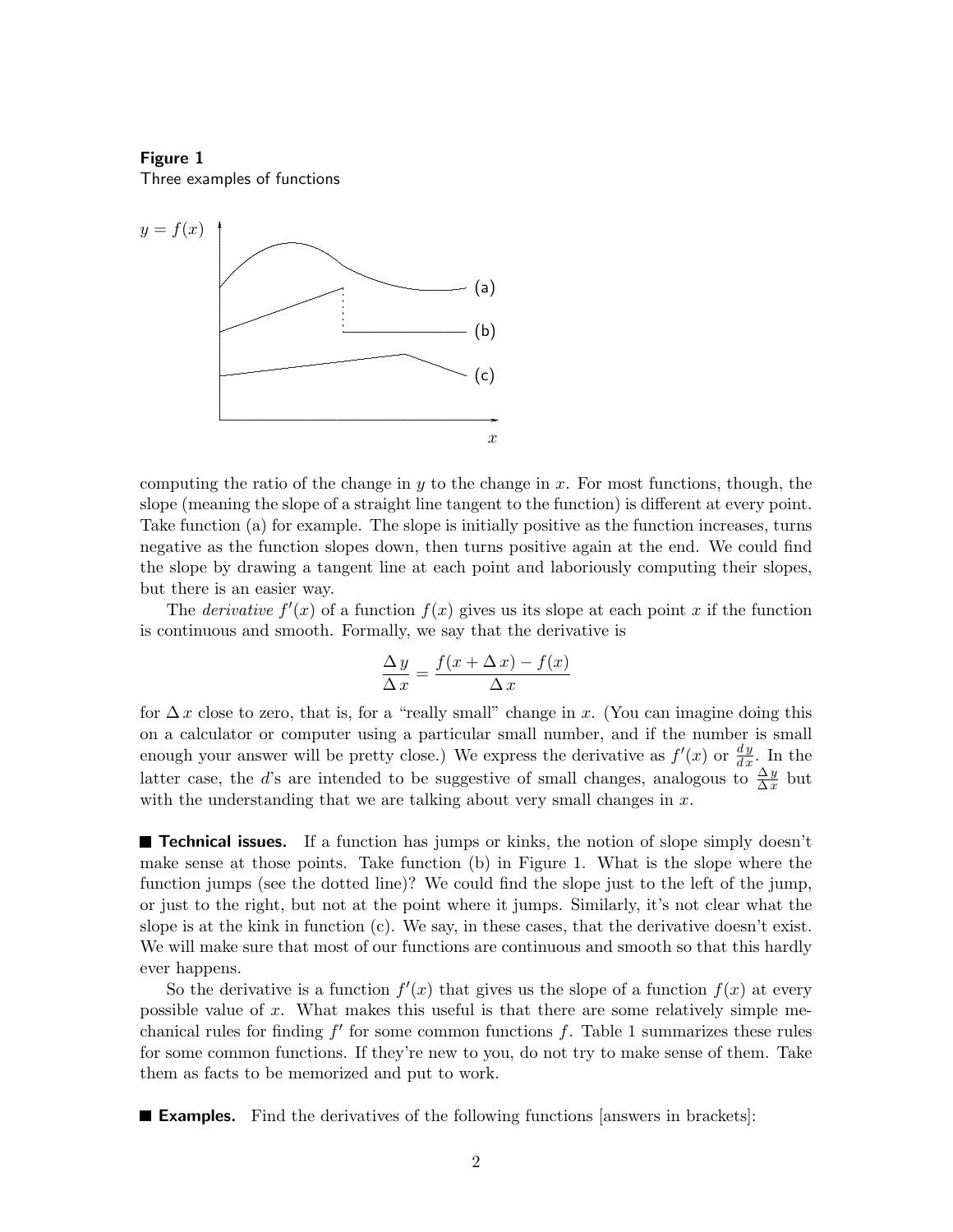**Figure 1**
Three examples of functions

$y = f(x)$

(a)

(b)

(c)

$x$

computing the ratio of the change in $y$ to the change in $x$. For most functions, though, the slope (meaning the slope of a straight line tangent to the function) is different at every point. Take function (a) for example. The slope is initially positive as the function increases, turns negative as the function slopes down, then turns positive again at the end. We could find the slope by drawing a tangent line at each point and laboriously computing their slopes, but there is an easier way.

The *derivative* $f'(x)$ of a function $f(x)$ gives us its slope at each point $x$ if the function is continuous and smooth. Formally, we say that the derivative is

$$\frac{\Delta y}{\Delta x} = \frac{f(x + \Delta x) - f(x)}{\Delta x}$$

for $\Delta x$ close to zero, that is, for a "really small" change in $x$. (You can imagine doing this on a calculator or computer using a particular small number, and if the number is small enough your answer will be pretty close.) We express the derivative as $f'(x)$ or $\frac{dy}{dx}$. In the latter case, the $d$'s are intended to be suggestive of small changes, analogous to $\frac{\Delta y}{\Delta x}$ but with the understanding that we are talking about very small changes in $x$.

**Technical issues.** If a function has jumps or kinks, the notion of slope simply doesn't make sense at those points. Take function (b) in Figure 1. What is the slope where the function jumps (see the dotted line)? We could find the slope just to the left of the jump, or just to the right, but not at the point where it jumps. Similarly, it's not clear what the slope is at the kink in function (c). We say, in these cases, that the derivative doesn't exist. We will make sure that most of our functions are continuous and smooth so that this hardly ever happens.

So the derivative is a function $f'(x)$ that gives us the slope of a function $f(x)$ at every possible value of $x$. What makes this useful is that there are some relatively simple mechanical rules for finding $f'$ for some common functions $f$. Table 1 summarizes these rules for some common functions. If they're new to you, do not try to make sense of them. Take them as facts to be memorized and put to work.

**Examples.** Find the derivatives of the following functions [answers in brackets]: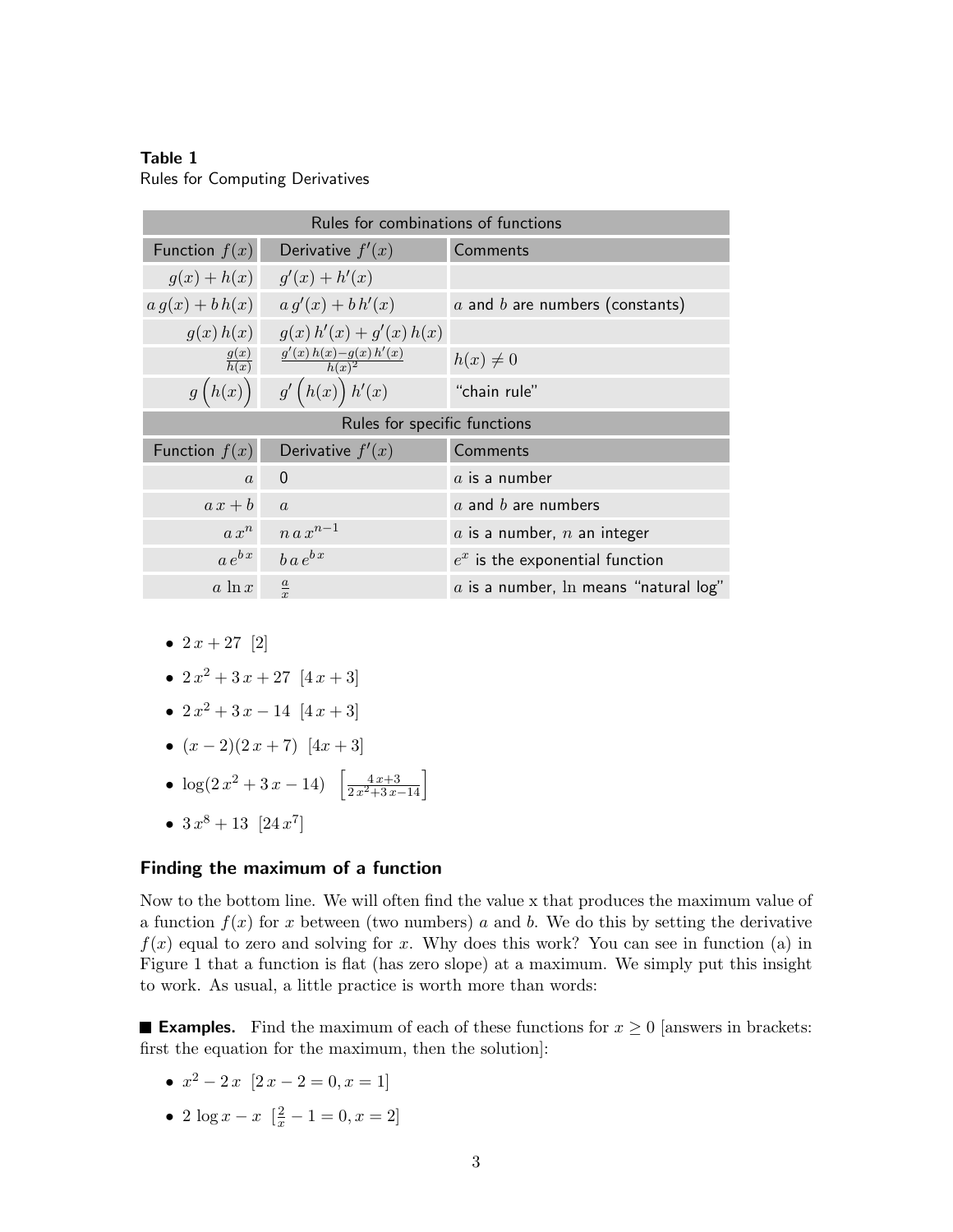**Table 1**
Rules for Computing Derivatives

| Rules for combinations of functions | | |
|---|---|---|
| Function $f(x)$ | Derivative $f'(x)$ | Comments |
| $g(x) + h(x)$ | $g'(x) + h'(x)$ | |
| $a\,g(x) + b\,h(x)$ | $a\,g'(x) + b\,h'(x)$ | $a$ and $b$ are numbers (constants) |
| $g(x)\,h(x)$ | $g(x)\,h'(x) + g'(x)\,h(x)$ | |
| $\frac{g(x)}{h(x)}$ | $\frac{g'(x)\,h(x) - g(x)\,h'(x)}{h(x)^2}$ | $h(x) \neq 0$ |
| $g\Big(h(x)\Big)$ | $g'\Big(h(x)\Big)\,h'(x)$ | "chain rule" |
| **Rules for specific functions** | | |
| Function $f(x)$ | Derivative $f'(x)$ | Comments |
| $a$ | 0 | $a$ is a number |
| $a\,x + b$ | $a$ | $a$ and $b$ are numbers |
| $a\,x^n$ | $n\,a\,x^{n-1}$ | $a$ is a number, $n$ an integer |
| $a\,e^{b\,x}$ | $b\,a\,e^{b\,x}$ | $e^x$ is the exponential function |
| $a\,\ln x$ | $\frac{a}{x}$ | $a$ is a number, $\ln$ means "natural log" |

- $2\,x + 27$ [$2$]
- $2\,x^2 + 3\,x + 27$ [$4\,x + 3$]
- $2\,x^2 + 3\,x - 14$ [$4\,x + 3$]
- $(x - 2)(2\,x + 7)$ [$4x + 3$]
- $\log(2\,x^2 + 3\,x - 14)$ $\left[\frac{4\,x+3}{2\,x^2+3\,x-14}\right]$
- $3\,x^8 + 13$ [$24\,x^7$]

## Finding the maximum of a function

Now to the bottom line. We will often find the value x that produces the maximum value of a function $f(x)$ for $x$ between (two numbers) $a$ and $b$. We do this by setting the derivative $f(x)$ equal to zero and solving for $x$. Why does this work? You can see in function (a) in Figure 1 that a function is flat (has zero slope) at a maximum. We simply put this insight to work. As usual, a little practice is worth more than words:

■ **Examples.** Find the maximum of each of these functions for $x \geq 0$ [answers in brackets: first the equation for the maximum, then the solution]:

- $x^2 - 2\,x$ [$2\,x - 2 = 0, x = 1$]
- $2\,\log x - x$ [$\frac{2}{x} - 1 = 0, x = 2$]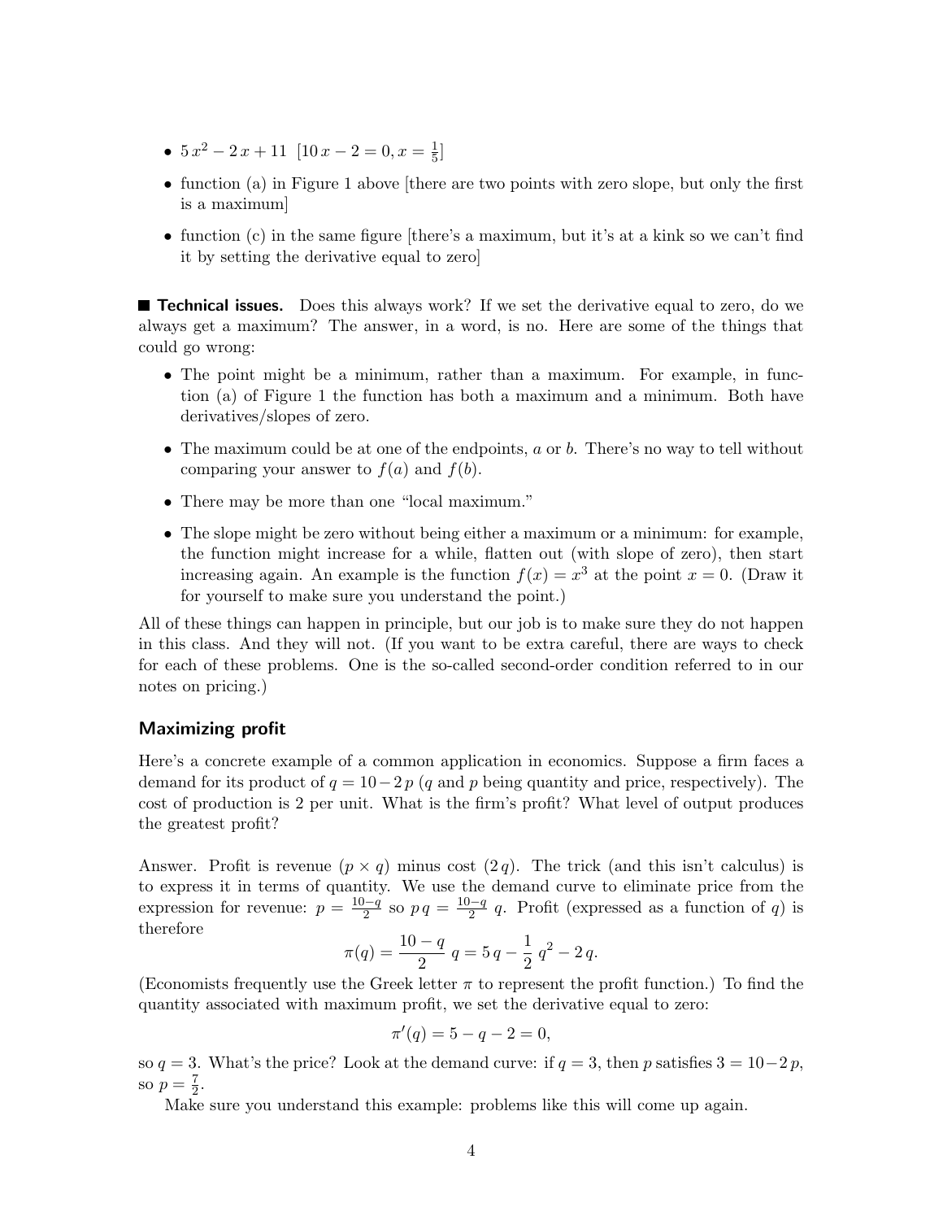- $5\,x^2 - 2\,x + 11$ [$10\,x - 2 = 0, x = \frac{1}{5}$]
- function (a) in Figure 1 above [there are two points with zero slope, but only the first is a maximum]
- function (c) in the same figure [there's a maximum, but it's at a kink so we can't find it by setting the derivative equal to zero]

**Technical issues.** Does this always work? If we set the derivative equal to zero, do we always get a maximum? The answer, in a word, is no. Here are some of the things that could go wrong:

- The point might be a minimum, rather than a maximum. For example, in function (a) of Figure 1 the function has both a maximum and a minimum. Both have derivatives/slopes of zero.
- The maximum could be at one of the endpoints, $a$ or $b$. There's no way to tell without comparing your answer to $f(a)$ and $f(b)$.
- There may be more than one "local maximum."
- The slope might be zero without being either a maximum or a minimum: for example, the function might increase for a while, flatten out (with slope of zero), then start increasing again. An example is the function $f(x) = x^3$ at the point $x = 0$. (Draw it for yourself to make sure you understand the point.)

All of these things can happen in principle, but our job is to make sure they do not happen in this class. And they will not. (If you want to be extra careful, there are ways to check for each of these problems. One is the so-called second-order condition referred to in our notes on pricing.)

## Maximizing profit

Here's a concrete example of a common application in economics. Suppose a firm faces a demand for its product of $q = 10 - 2\,p$ ($q$ and $p$ being quantity and price, respectively). The cost of production is 2 per unit. What is the firm's profit? What level of output produces the greatest profit?

Answer. Profit is revenue ($p \times q$) minus cost ($2\,q$). The trick (and this isn't calculus) is to express it in terms of quantity. We use the demand curve to eliminate price from the expression for revenue: $p = \frac{10-q}{2}$ so $p\,q = \frac{10-q}{2}\;q$. Profit (expressed as a function of $q$) is therefore

$$\pi(q) = \frac{10-q}{2}\;q = 5\,q - \frac{1}{2}\,q^2 - 2\,q.$$

(Economists frequently use the Greek letter $\pi$ to represent the profit function.) To find the quantity associated with maximum profit, we set the derivative equal to zero:

$$\pi'(q) = 5 - q - 2 = 0,$$

so $q = 3$. What's the price? Look at the demand curve: if $q = 3$, then $p$ satisfies $3 = 10 - 2\,p$, so $p = \frac{7}{2}$.

Make sure you understand this example: problems like this will come up again.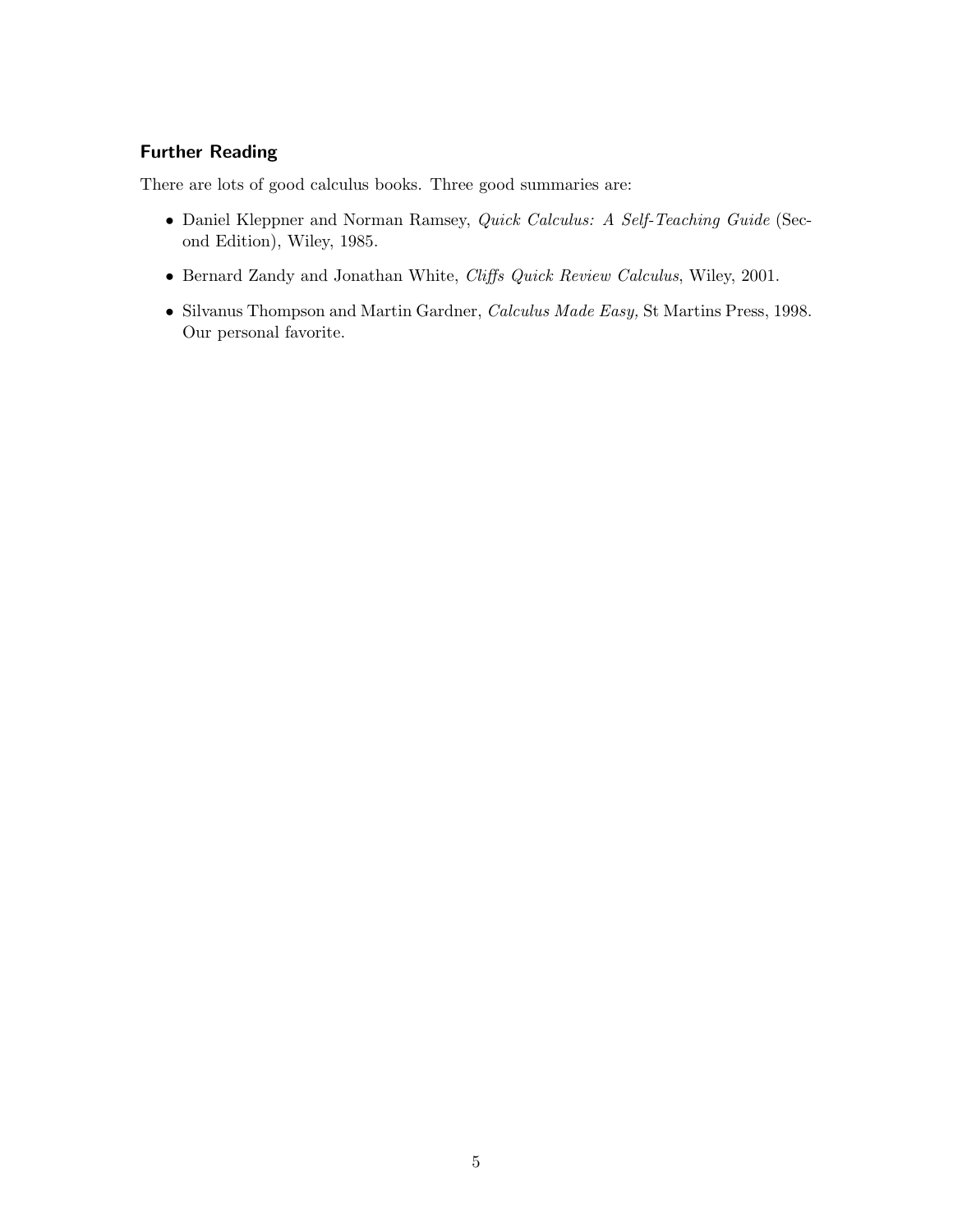### Further Reading

There are lots of good calculus books. Three good summaries are:

- Daniel Kleppner and Norman Ramsey, *Quick Calculus: A Self-Teaching Guide* (Second Edition), Wiley, 1985.
- Bernard Zandy and Jonathan White, *Cliffs Quick Review Calculus*, Wiley, 2001.
- Silvanus Thompson and Martin Gardner, *Calculus Made Easy,* St Martins Press, 1998. Our personal favorite.